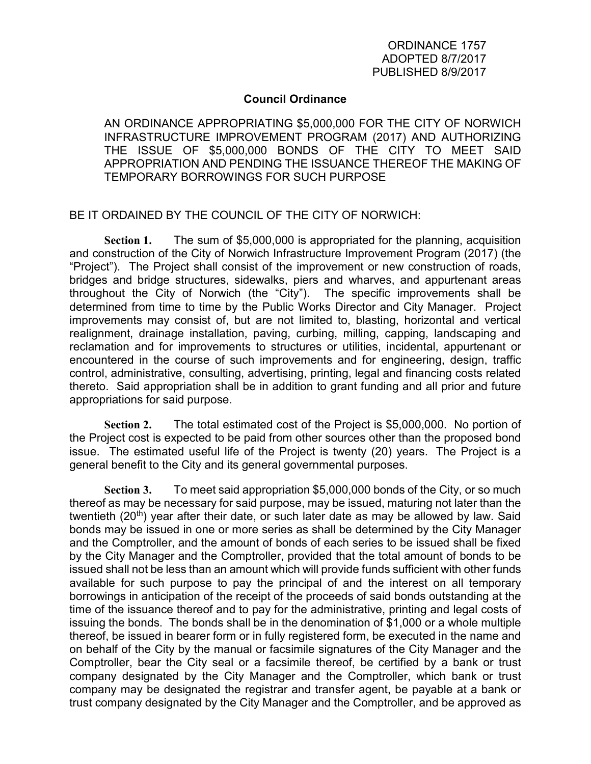ORDINANCE 1757
ADOPTED 8/7/2017
PUBLISHED 8/9/2017

## Council Ordinance

AN ORDINANCE APPROPRIATING $5,000,000 FOR THE CITY OF NORWICH INFRASTRUCTURE IMPROVEMENT PROGRAM (2017) AND AUTHORIZING THE ISSUE OF $5,000,000 BONDS OF THE CITY TO MEET SAID APPROPRIATION AND PENDING THE ISSUANCE THEREOF THE MAKING OF TEMPORARY BORROWINGS FOR SUCH PURPOSE

BE IT ORDAINED BY THE COUNCIL OF THE CITY OF NORWICH:

**Section 1.** The sum of $5,000,000 is appropriated for the planning, acquisition and construction of the City of Norwich Infrastructure Improvement Program (2017) (the "Project"). The Project shall consist of the improvement or new construction of roads, bridges and bridge structures, sidewalks, piers and wharves, and appurtenant areas throughout the City of Norwich (the "City"). The specific improvements shall be determined from time to time by the Public Works Director and City Manager. Project improvements may consist of, but are not limited to, blasting, horizontal and vertical realignment, drainage installation, paving, curbing, milling, capping, landscaping and reclamation and for improvements to structures or utilities, incidental, appurtenant or encountered in the course of such improvements and for engineering, design, traffic control, administrative, consulting, advertising, printing, legal and financing costs related thereto. Said appropriation shall be in addition to grant funding and all prior and future appropriations for said purpose.

**Section 2.** The total estimated cost of the Project is $5,000,000. No portion of the Project cost is expected to be paid from other sources other than the proposed bond issue. The estimated useful life of the Project is twenty (20) years. The Project is a general benefit to the City and its general governmental purposes.

**Section 3.** To meet said appropriation $5,000,000 bonds of the City, or so much thereof as may be necessary for said purpose, may be issued, maturing not later than the twentieth (20th) year after their date, or such later date as may be allowed by law. Said bonds may be issued in one or more series as shall be determined by the City Manager and the Comptroller, and the amount of bonds of each series to be issued shall be fixed by the City Manager and the Comptroller, provided that the total amount of bonds to be issued shall not be less than an amount which will provide funds sufficient with other funds available for such purpose to pay the principal of and the interest on all temporary borrowings in anticipation of the receipt of the proceeds of said bonds outstanding at the time of the issuance thereof and to pay for the administrative, printing and legal costs of issuing the bonds. The bonds shall be in the denomination of $1,000 or a whole multiple thereof, be issued in bearer form or in fully registered form, be executed in the name and on behalf of the City by the manual or facsimile signatures of the City Manager and the Comptroller, bear the City seal or a facsimile thereof, be certified by a bank or trust company designated by the City Manager and the Comptroller, which bank or trust company may be designated the registrar and transfer agent, be payable at a bank or trust company designated by the City Manager and the Comptroller, and be approved as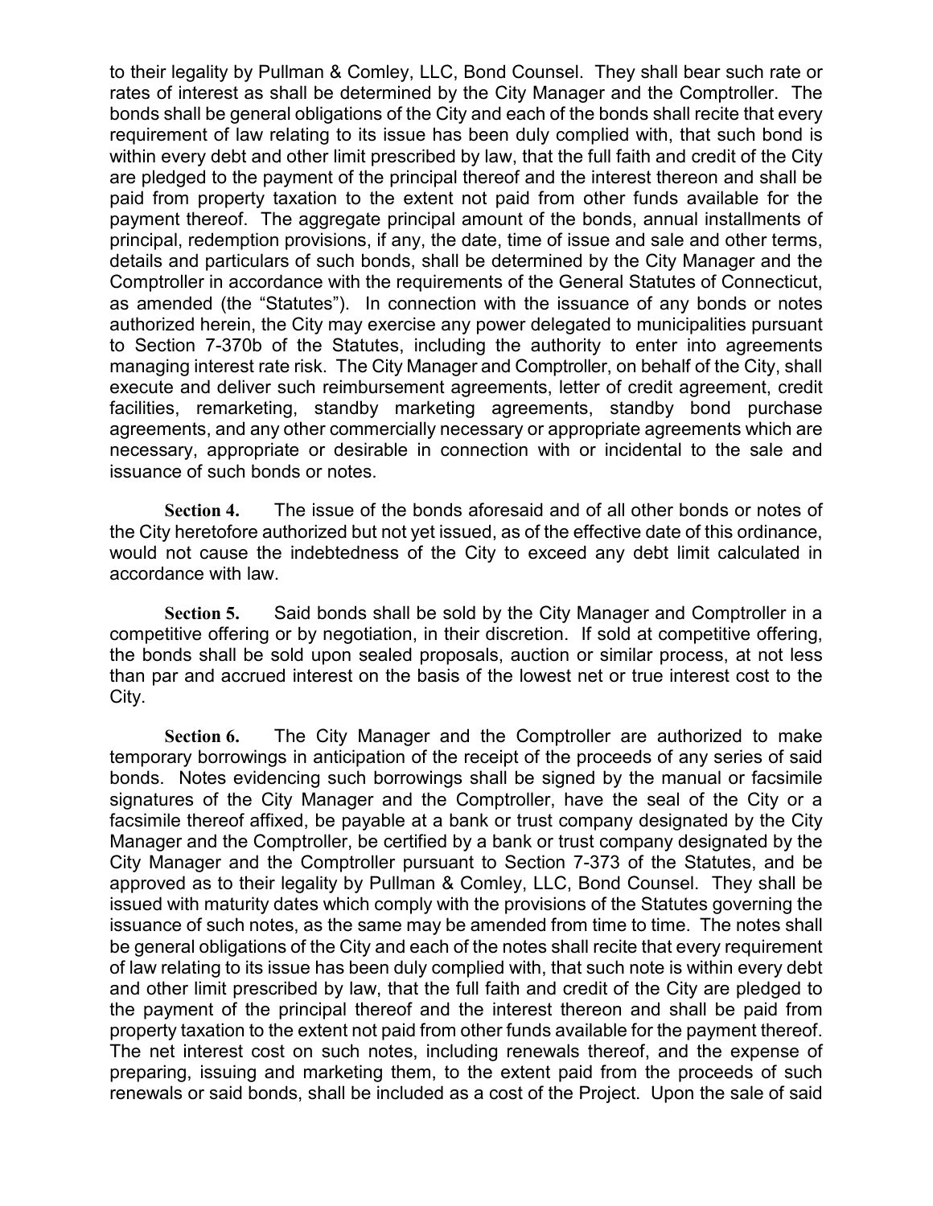to their legality by Pullman & Comley, LLC, Bond Counsel. They shall bear such rate or rates of interest as shall be determined by the City Manager and the Comptroller. The bonds shall be general obligations of the City and each of the bonds shall recite that every requirement of law relating to its issue has been duly complied with, that such bond is within every debt and other limit prescribed by law, that the full faith and credit of the City are pledged to the payment of the principal thereof and the interest thereon and shall be paid from property taxation to the extent not paid from other funds available for the payment thereof. The aggregate principal amount of the bonds, annual installments of principal, redemption provisions, if any, the date, time of issue and sale and other terms, details and particulars of such bonds, shall be determined by the City Manager and the Comptroller in accordance with the requirements of the General Statutes of Connecticut, as amended (the "Statutes"). In connection with the issuance of any bonds or notes authorized herein, the City may exercise any power delegated to municipalities pursuant to Section 7-370b of the Statutes, including the authority to enter into agreements managing interest rate risk. The City Manager and Comptroller, on behalf of the City, shall execute and deliver such reimbursement agreements, letter of credit agreement, credit facilities, remarketing, standby marketing agreements, standby bond purchase agreements, and any other commercially necessary or appropriate agreements which are necessary, appropriate or desirable in connection with or incidental to the sale and issuance of such bonds or notes.

**Section 4.** The issue of the bonds aforesaid and of all other bonds or notes of the City heretofore authorized but not yet issued, as of the effective date of this ordinance, would not cause the indebtedness of the City to exceed any debt limit calculated in accordance with law.

**Section 5.** Said bonds shall be sold by the City Manager and Comptroller in a competitive offering or by negotiation, in their discretion. If sold at competitive offering, the bonds shall be sold upon sealed proposals, auction or similar process, at not less than par and accrued interest on the basis of the lowest net or true interest cost to the City.

**Section 6.** The City Manager and the Comptroller are authorized to make temporary borrowings in anticipation of the receipt of the proceeds of any series of said bonds. Notes evidencing such borrowings shall be signed by the manual or facsimile signatures of the City Manager and the Comptroller, have the seal of the City or a facsimile thereof affixed, be payable at a bank or trust company designated by the City Manager and the Comptroller, be certified by a bank or trust company designated by the City Manager and the Comptroller pursuant to Section 7-373 of the Statutes, and be approved as to their legality by Pullman & Comley, LLC, Bond Counsel. They shall be issued with maturity dates which comply with the provisions of the Statutes governing the issuance of such notes, as the same may be amended from time to time. The notes shall be general obligations of the City and each of the notes shall recite that every requirement of law relating to its issue has been duly complied with, that such note is within every debt and other limit prescribed by law, that the full faith and credit of the City are pledged to the payment of the principal thereof and the interest thereon and shall be paid from property taxation to the extent not paid from other funds available for the payment thereof. The net interest cost on such notes, including renewals thereof, and the expense of preparing, issuing and marketing them, to the extent paid from the proceeds of such renewals or said bonds, shall be included as a cost of the Project. Upon the sale of said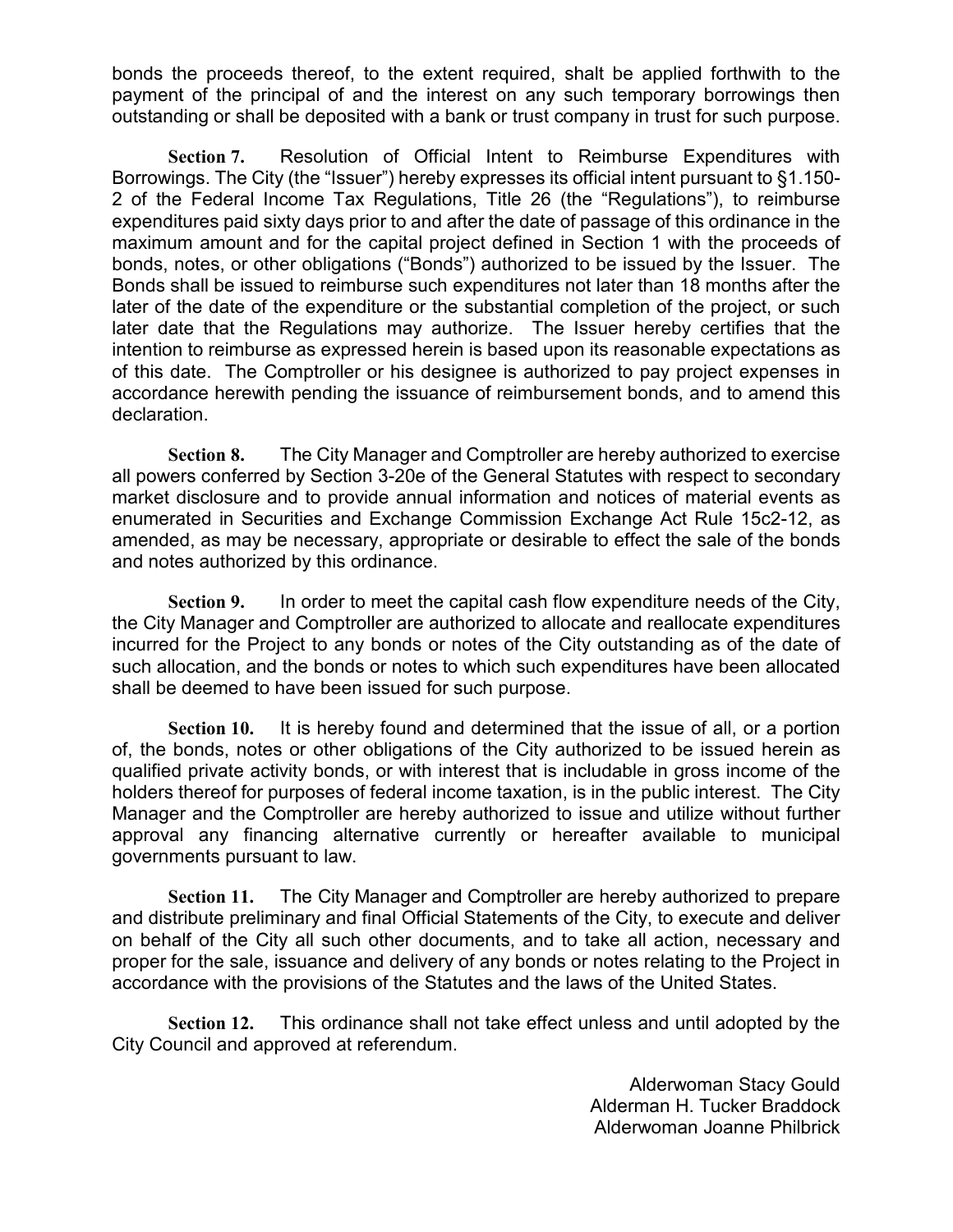bonds the proceeds thereof, to the extent required, shall be applied forthwith to the payment of the principal of and the interest on any such temporary borrowings then outstanding or shall be deposited with a bank or trust company in trust for such purpose.

**Section 7.** Resolution of Official Intent to Reimburse Expenditures with Borrowings. The City (the "Issuer") hereby expresses its official intent pursuant to §1.150-2 of the Federal Income Tax Regulations, Title 26 (the "Regulations"), to reimburse expenditures paid sixty days prior to and after the date of passage of this ordinance in the maximum amount and for the capital project defined in Section 1 with the proceeds of bonds, notes, or other obligations ("Bonds") authorized to be issued by the Issuer. The Bonds shall be issued to reimburse such expenditures not later than 18 months after the later of the date of the expenditure or the substantial completion of the project, or such later date that the Regulations may authorize. The Issuer hereby certifies that the intention to reimburse as expressed herein is based upon its reasonable expectations as of this date. The Comptroller or his designee is authorized to pay project expenses in accordance herewith pending the issuance of reimbursement bonds, and to amend this declaration.

**Section 8.** The City Manager and Comptroller are hereby authorized to exercise all powers conferred by Section 3-20e of the General Statutes with respect to secondary market disclosure and to provide annual information and notices of material events as enumerated in Securities and Exchange Commission Exchange Act Rule 15c2-12, as amended, as may be necessary, appropriate or desirable to effect the sale of the bonds and notes authorized by this ordinance.

**Section 9.** In order to meet the capital cash flow expenditure needs of the City, the City Manager and Comptroller are authorized to allocate and reallocate expenditures incurred for the Project to any bonds or notes of the City outstanding as of the date of such allocation, and the bonds or notes to which such expenditures have been allocated shall be deemed to have been issued for such purpose.

**Section 10.** It is hereby found and determined that the issue of all, or a portion of, the bonds, notes or other obligations of the City authorized to be issued herein as qualified private activity bonds, or with interest that is includable in gross income of the holders thereof for purposes of federal income taxation, is in the public interest. The City Manager and the Comptroller are hereby authorized to issue and utilize without further approval any financing alternative currently or hereafter available to municipal governments pursuant to law.

**Section 11.** The City Manager and Comptroller are hereby authorized to prepare and distribute preliminary and final Official Statements of the City, to execute and deliver on behalf of the City all such other documents, and to take all action, necessary and proper for the sale, issuance and delivery of any bonds or notes relating to the Project in accordance with the provisions of the Statutes and the laws of the United States.

**Section 12.** This ordinance shall not take effect unless and until adopted by the City Council and approved at referendum.

Alderwoman Stacy Gould
Alderman H. Tucker Braddock
Alderwoman Joanne Philbrick